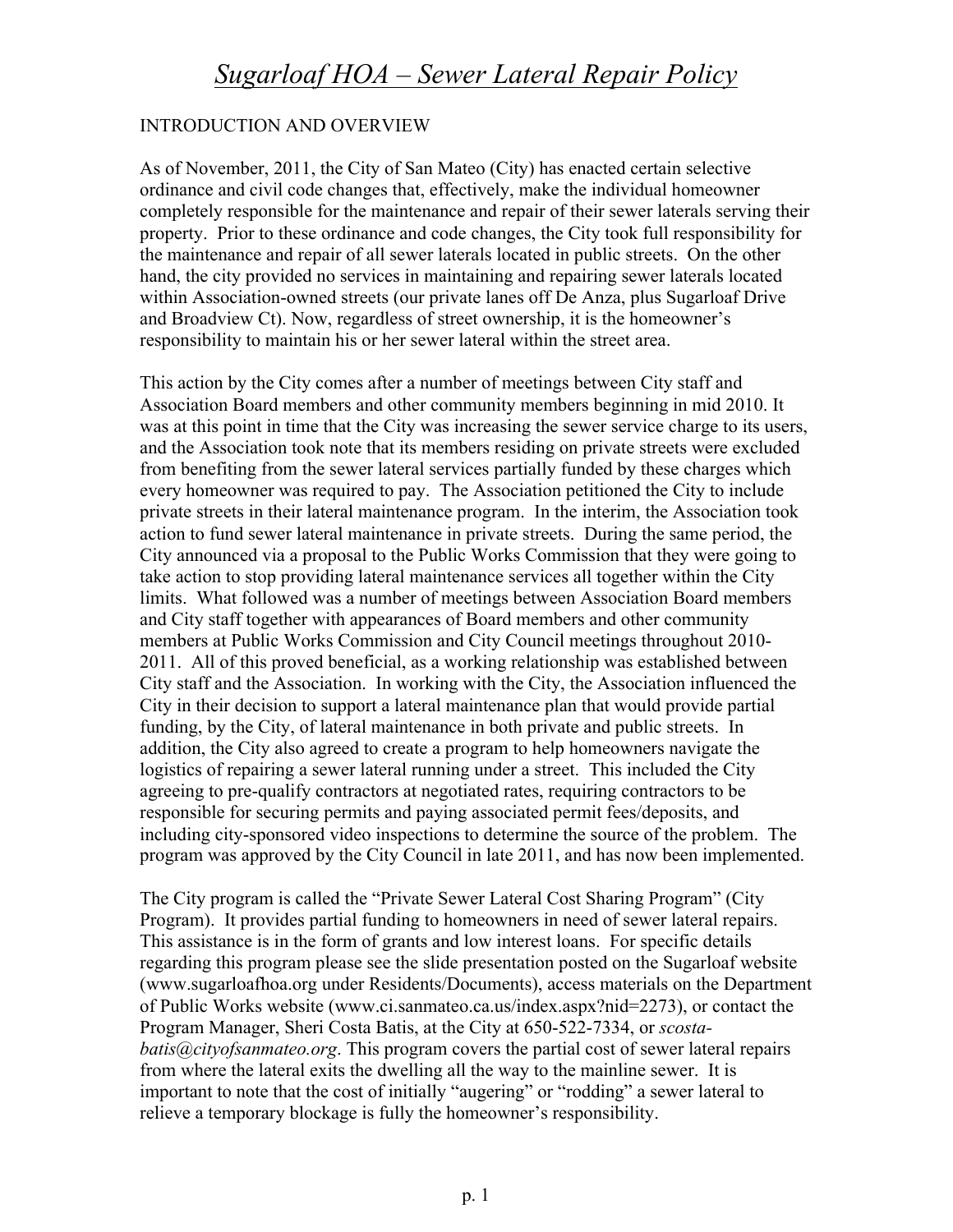# *Sugarloaf HOA – Sewer Lateral Repair Policy*

INTRODUCTION AND OVERVIEW

As of November, 2011, the City of San Mateo (City) has enacted certain selective ordinance and civil code changes that, effectively, make the individual homeowner completely responsible for the maintenance and repair of their sewer laterals serving their property. Prior to these ordinance and code changes, the City took full responsibility for the maintenance and repair of all sewer laterals located in public streets. On the other hand, the city provided no services in maintaining and repairing sewer laterals located within Association-owned streets (our private lanes off De Anza, plus Sugarloaf Drive and Broadview Ct). Now, regardless of street ownership, it is the homeowner's responsibility to maintain his or her sewer lateral within the street area.

This action by the City comes after a number of meetings between City staff and Association Board members and other community members beginning in mid 2010. It was at this point in time that the City was increasing the sewer service charge to its users, and the Association took note that its members residing on private streets were excluded from benefiting from the sewer lateral services partially funded by these charges which every homeowner was required to pay. The Association petitioned the City to include private streets in their lateral maintenance program. In the interim, the Association took action to fund sewer lateral maintenance in private streets. During the same period, the City announced via a proposal to the Public Works Commission that they were going to take action to stop providing lateral maintenance services all together within the City limits. What followed was a number of meetings between Association Board members and City staff together with appearances of Board members and other community members at Public Works Commission and City Council meetings throughout 2010-2011. All of this proved beneficial, as a working relationship was established between City staff and the Association. In working with the City, the Association influenced the City in their decision to support a lateral maintenance plan that would provide partial funding, by the City, of lateral maintenance in both private and public streets. In addition, the City also agreed to create a program to help homeowners navigate the logistics of repairing a sewer lateral running under a street. This included the City agreeing to pre-qualify contractors at negotiated rates, requiring contractors to be responsible for securing permits and paying associated permit fees/deposits, and including city-sponsored video inspections to determine the source of the problem. The program was approved by the City Council in late 2011, and has now been implemented.

The City program is called the "Private Sewer Lateral Cost Sharing Program" (City Program). It provides partial funding to homeowners in need of sewer lateral repairs. This assistance is in the form of grants and low interest loans. For specific details regarding this program please see the slide presentation posted on the Sugarloaf website (www.sugarloafhoa.org under Residents/Documents), access materials on the Department of Public Works website (www.ci.sanmateo.ca.us/index.aspx?nid=2273), or contact the Program Manager, Sheri Costa Batis, at the City at 650-522-7334, or *scosta-batis@cityofsanmateo.org*. This program covers the partial cost of sewer lateral repairs from where the lateral exits the dwelling all the way to the mainline sewer. It is important to note that the cost of initially "augering" or "rodding" a sewer lateral to relieve a temporary blockage is fully the homeowner's responsibility.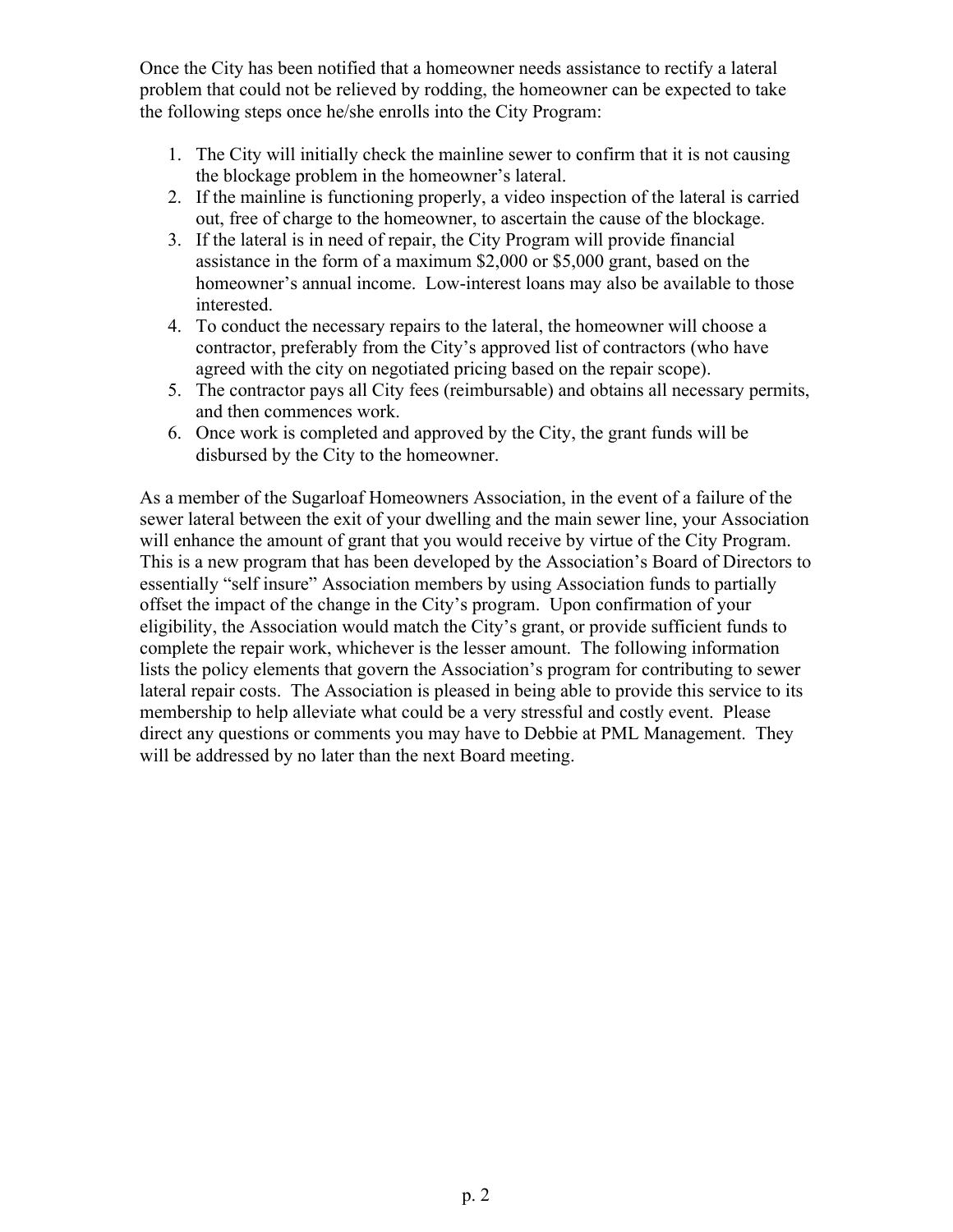Once the City has been notified that a homeowner needs assistance to rectify a lateral problem that could not be relieved by rodding, the homeowner can be expected to take the following steps once he/she enrolls into the City Program:

1. The City will initially check the mainline sewer to confirm that it is not causing the blockage problem in the homeowner's lateral.
2. If the mainline is functioning properly, a video inspection of the lateral is carried out, free of charge to the homeowner, to ascertain the cause of the blockage.
3. If the lateral is in need of repair, the City Program will provide financial assistance in the form of a maximum $2,000 or $5,000 grant, based on the homeowner's annual income. Low-interest loans may also be available to those interested.
4. To conduct the necessary repairs to the lateral, the homeowner will choose a contractor, preferably from the City's approved list of contractors (who have agreed with the city on negotiated pricing based on the repair scope).
5. The contractor pays all City fees (reimbursable) and obtains all necessary permits, and then commences work.
6. Once work is completed and approved by the City, the grant funds will be disbursed by the City to the homeowner.

As a member of the Sugarloaf Homeowners Association, in the event of a failure of the sewer lateral between the exit of your dwelling and the main sewer line, your Association will enhance the amount of grant that you would receive by virtue of the City Program. This is a new program that has been developed by the Association's Board of Directors to essentially "self insure" Association members by using Association funds to partially offset the impact of the change in the City's program. Upon confirmation of your eligibility, the Association would match the City's grant, or provide sufficient funds to complete the repair work, whichever is the lesser amount. The following information lists the policy elements that govern the Association's program for contributing to sewer lateral repair costs. The Association is pleased in being able to provide this service to its membership to help alleviate what could be a very stressful and costly event. Please direct any questions or comments you may have to Debbie at PML Management. They will be addressed by no later than the next Board meeting.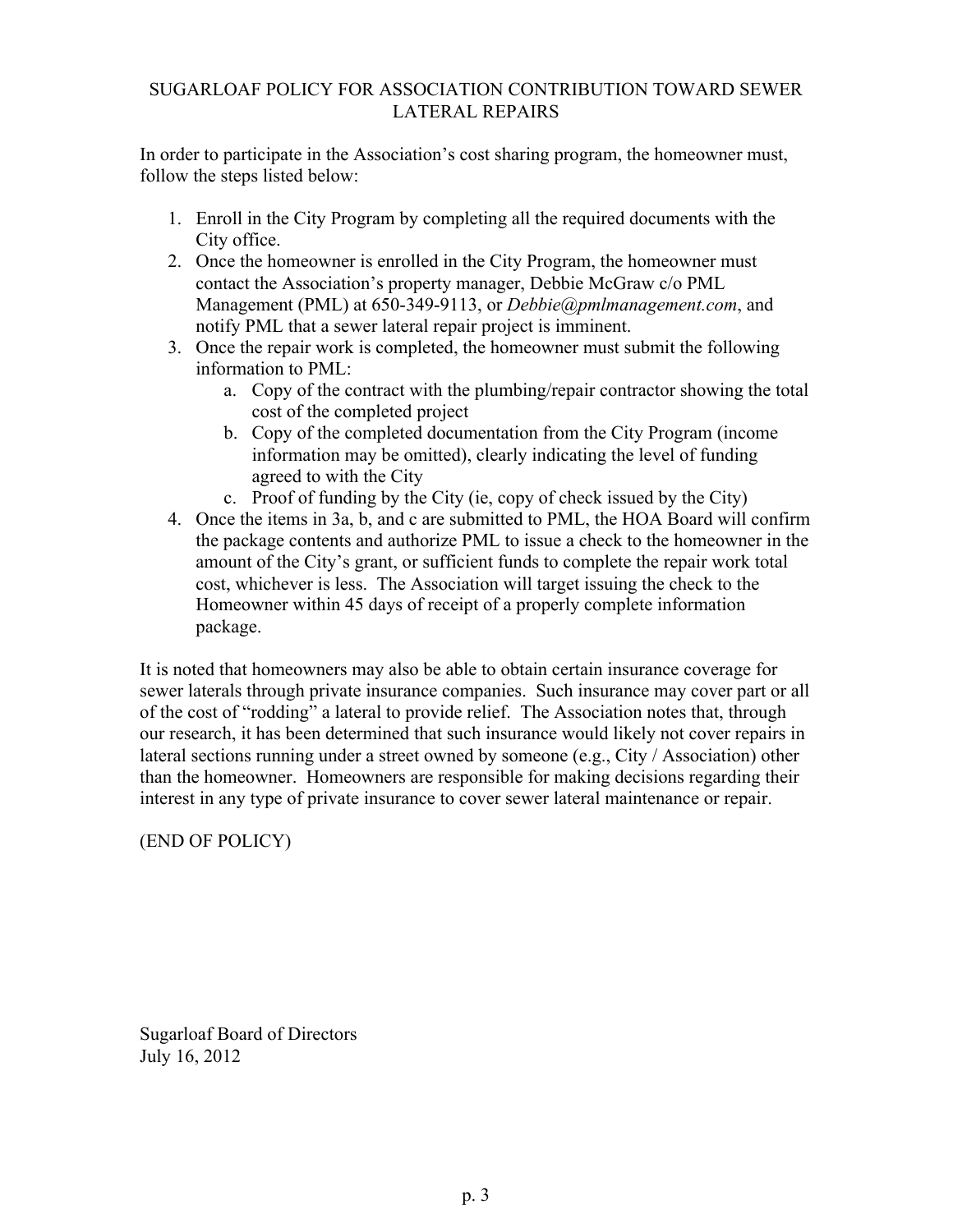# SUGARLOAF POLICY FOR ASSOCIATION CONTRIBUTION TOWARD SEWER LATERAL REPAIRS

In order to participate in the Association's cost sharing program, the homeowner must, follow the steps listed below:

1. Enroll in the City Program by completing all the required documents with the City office.
2. Once the homeowner is enrolled in the City Program, the homeowner must contact the Association's property manager, Debbie McGraw c/o PML Management (PML) at 650-349-9113, or *Debbie@pmlmanagement.com*, and notify PML that a sewer lateral repair project is imminent.
3. Once the repair work is completed, the homeowner must submit the following information to PML:
   a. Copy of the contract with the plumbing/repair contractor showing the total cost of the completed project
   b. Copy of the completed documentation from the City Program (income information may be omitted), clearly indicating the level of funding agreed to with the City
   c. Proof of funding by the City (ie, copy of check issued by the City)
4. Once the items in 3a, b, and c are submitted to PML, the HOA Board will confirm the package contents and authorize PML to issue a check to the homeowner in the amount of the City's grant, or sufficient funds to complete the repair work total cost, whichever is less. The Association will target issuing the check to the Homeowner within 45 days of receipt of a properly complete information package.

It is noted that homeowners may also be able to obtain certain insurance coverage for sewer laterals through private insurance companies. Such insurance may cover part or all of the cost of "rodding" a lateral to provide relief. The Association notes that, through our research, it has been determined that such insurance would likely not cover repairs in lateral sections running under a street owned by someone (e.g., City / Association) other than the homeowner. Homeowners are responsible for making decisions regarding their interest in any type of private insurance to cover sewer lateral maintenance or repair.

(END OF POLICY)

Sugarloaf Board of Directors
July 16, 2012